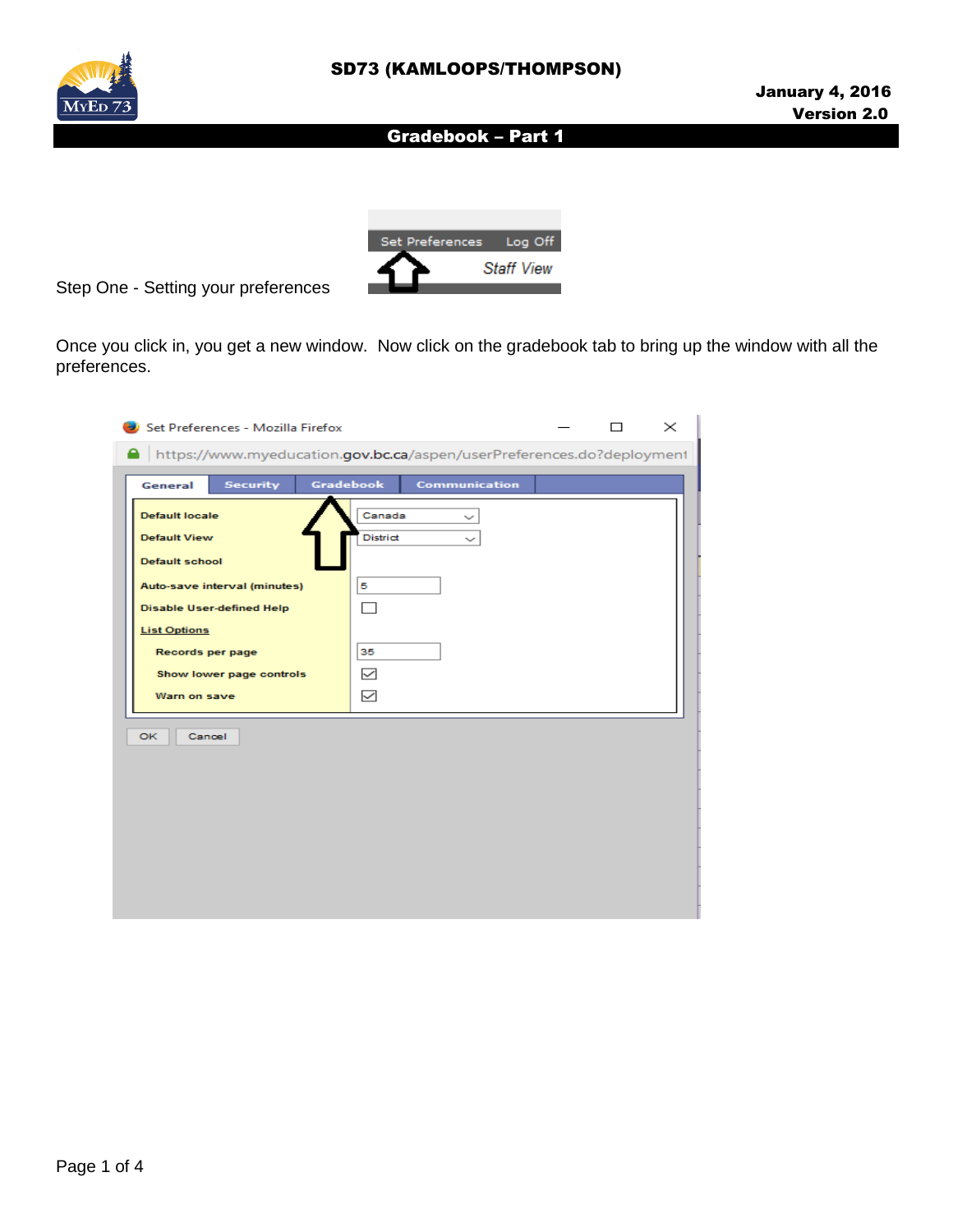# SD73 (KAMLOOPS/THOMPSON)

**January 4, 2016**
**Version 2.0**

## Gradebook – Part 1

Step One - Setting your preferences

Once you click in, you get a new window. Now click on the gradebook tab to bring up the window with all the preferences.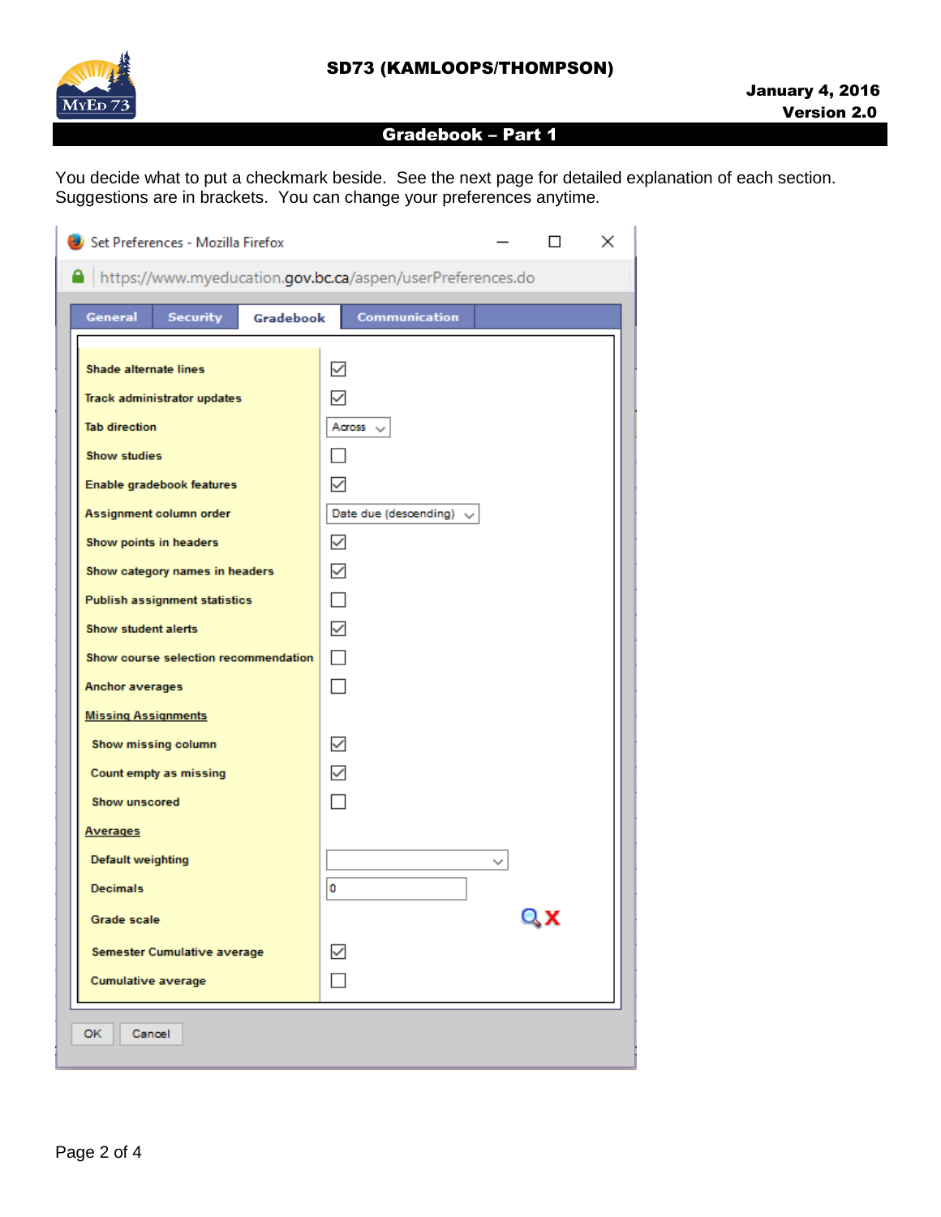## Gradebook – Part 1

You decide what to put a checkmark beside. See the next page for detailed explanation of each section. Suggestions are in brackets. You can change your preferences anytime.

Set Preferences - Mozilla Firefox

https://www.myeducation.gov.bc.ca/aspen/userPreferences.do

General | Security | **Gradebook** | Communication

| Setting | Value |
|---|---|
| Shade alternate lines | ☑ |
| Track administrator updates | ☑ |
| Tab direction | Across |
| Show studies | ☐ |
| Enable gradebook features | ☑ |
| Assignment column order | Date due (descending) |
| Show points in headers | ☑ |
| Show category names in headers | ☑ |
| Publish assignment statistics | ☐ |
| Show student alerts | ☑ |
| Show course selection recommendation | ☐ |
| Anchor averages | ☐ |
| **Missing Assignments** | |
| Show missing column | ☑ |
| Count empty as missing | ☑ |
| Show unscored | ☐ |
| **Averages** | |
| Default weighting | |
| Decimals | 0 |
| Grade scale | |
| Semester Cumulative average | ☑ |
| Cumulative average | ☐ |

OK | Cancel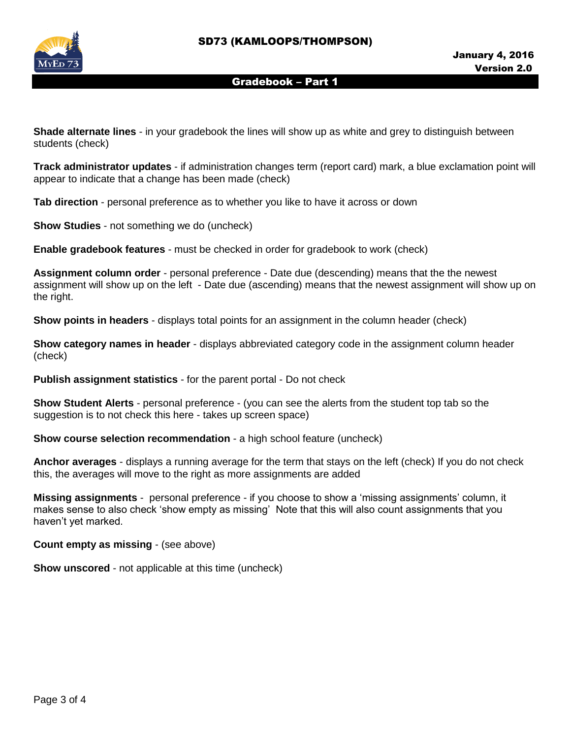**Shade alternate lines** - in your gradebook the lines will show up as white and grey to distinguish between students (check)

**Track administrator updates** - if administration changes term (report card) mark, a blue exclamation point will appear to indicate that a change has been made (check)

**Tab direction** - personal preference as to whether you like to have it across or down

**Show Studies** - not something we do (uncheck)

**Enable gradebook features** - must be checked in order for gradebook to work (check)

**Assignment column order** - personal preference - Date due (descending) means that the the newest assignment will show up on the left - Date due (ascending) means that the newest assignment will show up on the right.

**Show points in headers** - displays total points for an assignment in the column header (check)

**Show category names in header** - displays abbreviated category code in the assignment column header (check)

**Publish assignment statistics** - for the parent portal - Do not check

**Show Student Alerts** - personal preference - (you can see the alerts from the student top tab so the suggestion is to not check this here - takes up screen space)

**Show course selection recommendation** - a high school feature (uncheck)

**Anchor averages** - displays a running average for the term that stays on the left (check) If you do not check this, the averages will move to the right as more assignments are added

**Missing assignments** - personal preference - if you choose to show a 'missing assignments' column, it makes sense to also check 'show empty as missing' Note that this will also count assignments that you haven't yet marked.

**Count empty as missing** - (see above)

**Show unscored** - not applicable at this time (uncheck)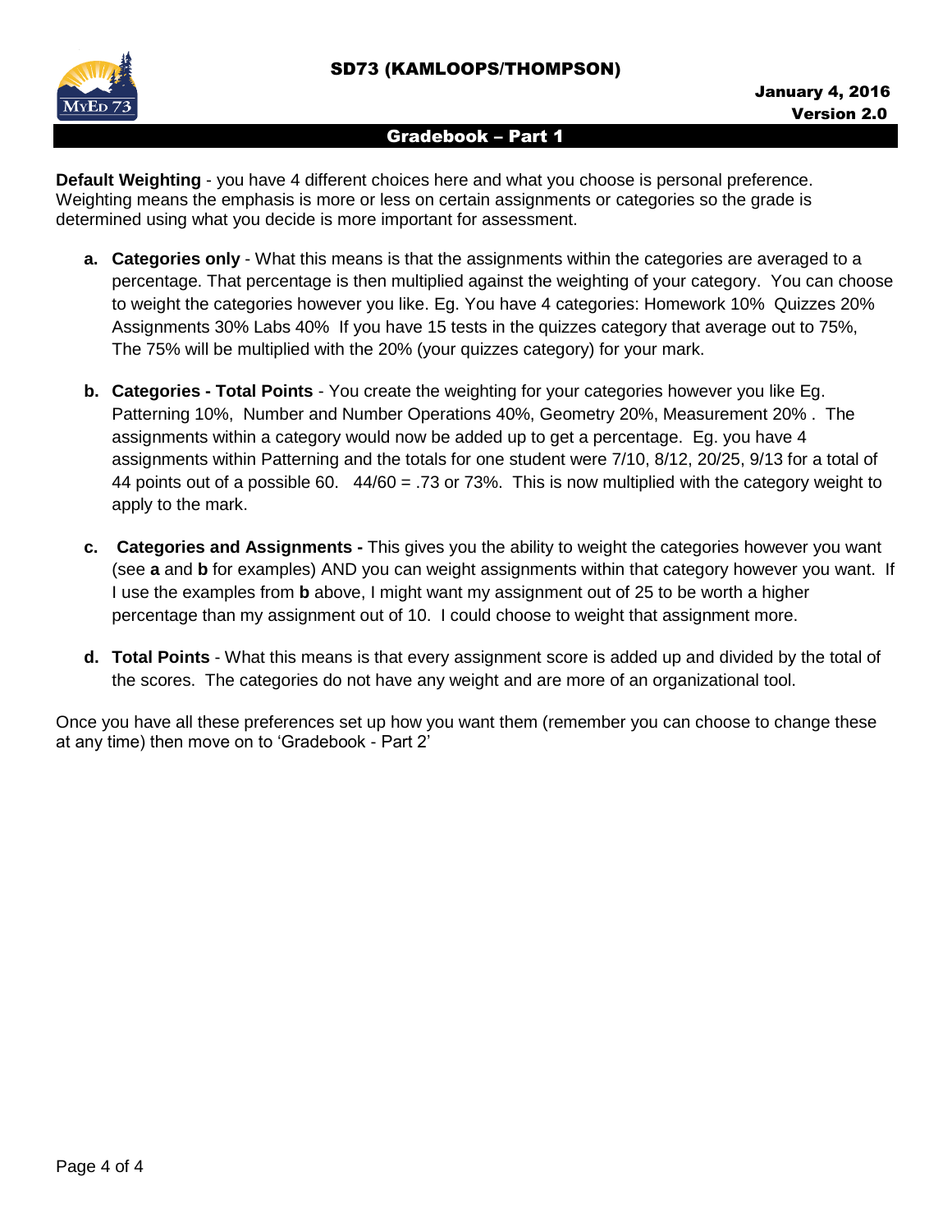## Gradebook – Part 1

**Default Weighting** - you have 4 different choices here and what you choose is personal preference. Weighting means the emphasis is more or less on certain assignments or categories so the grade is determined using what you decide is more important for assessment.

a. **Categories only** - What this means is that the assignments within the categories are averaged to a percentage. That percentage is then multiplied against the weighting of your category. You can choose to weight the categories however you like. Eg. You have 4 categories: Homework 10% Quizzes 20% Assignments 30% Labs 40% If you have 15 tests in the quizzes category that average out to 75%, The 75% will be multiplied with the 20% (your quizzes category) for your mark.

b. **Categories - Total Points** - You create the weighting for your categories however you like Eg. Patterning 10%, Number and Number Operations 40%, Geometry 20%, Measurement 20% . The assignments within a category would now be added up to get a percentage. Eg. you have 4 assignments within Patterning and the totals for one student were 7/10, 8/12, 20/25, 9/13 for a total of 44 points out of a possible 60. 44/60 = .73 or 73%. This is now multiplied with the category weight to apply to the mark.

c. **Categories and Assignments -** This gives you the ability to weight the categories however you want (see **a** and **b** for examples) AND you can weight assignments within that category however you want. If I use the examples from **b** above, I might want my assignment out of 25 to be worth a higher percentage than my assignment out of 10. I could choose to weight that assignment more.

d. **Total Points** - What this means is that every assignment score is added up and divided by the total of the scores. The categories do not have any weight and are more of an organizational tool.

Once you have all these preferences set up how you want them (remember you can choose to change these at any time) then move on to 'Gradebook - Part 2'